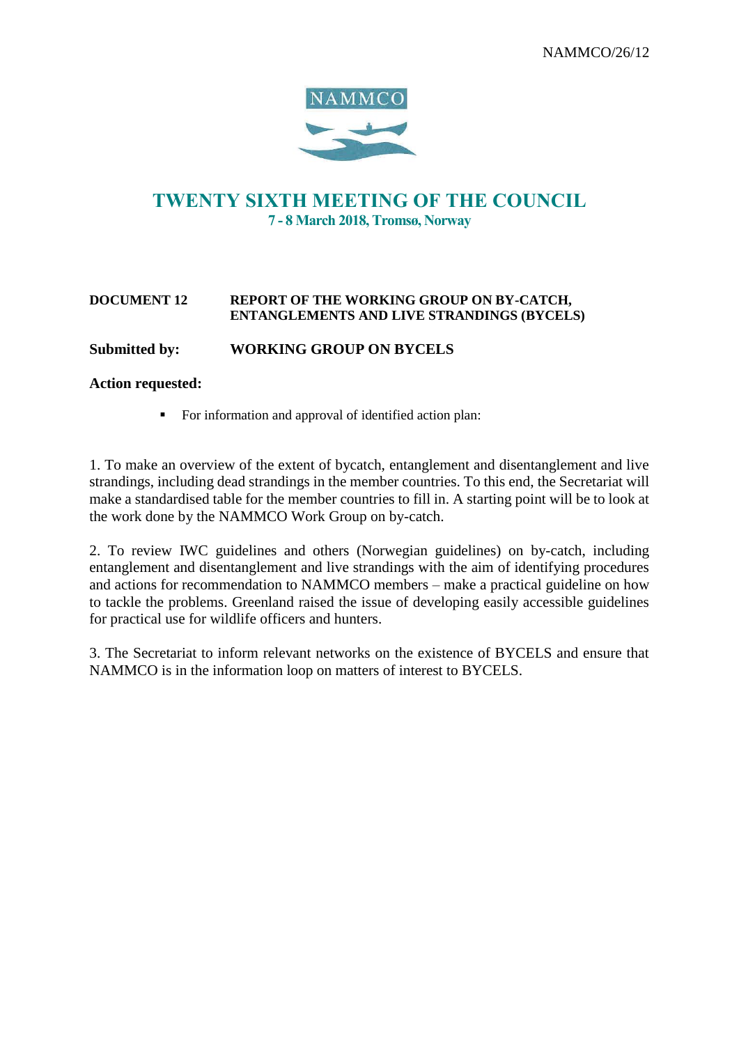NAMMCO/26/12

NAMMCO

# TWENTY SIXTH MEETING OF THE COUNCIL

**7 - 8 March 2018, Tromsø, Norway**

**DOCUMENT 12** **REPORT OF THE WORKING GROUP ON BY-CATCH, ENTANGLEMENTS AND LIVE STRANDINGS (BYCELS)**

**Submitted by:** **WORKING GROUP ON BYCELS**

**Action requested:**

- For information and approval of identified action plan:

1. To make an overview of the extent of bycatch, entanglement and disentanglement and live strandings, including dead strandings in the member countries. To this end, the Secretariat will make a standardised table for the member countries to fill in. A starting point will be to look at the work done by the NAMMCO Work Group on by-catch.

2. To review IWC guidelines and others (Norwegian guidelines) on by-catch, including entanglement and disentanglement and live strandings with the aim of identifying procedures and actions for recommendation to NAMMCO members – make a practical guideline on how to tackle the problems. Greenland raised the issue of developing easily accessible guidelines for practical use for wildlife officers and hunters.

3. The Secretariat to inform relevant networks on the existence of BYCELS and ensure that NAMMCO is in the information loop on matters of interest to BYCELS.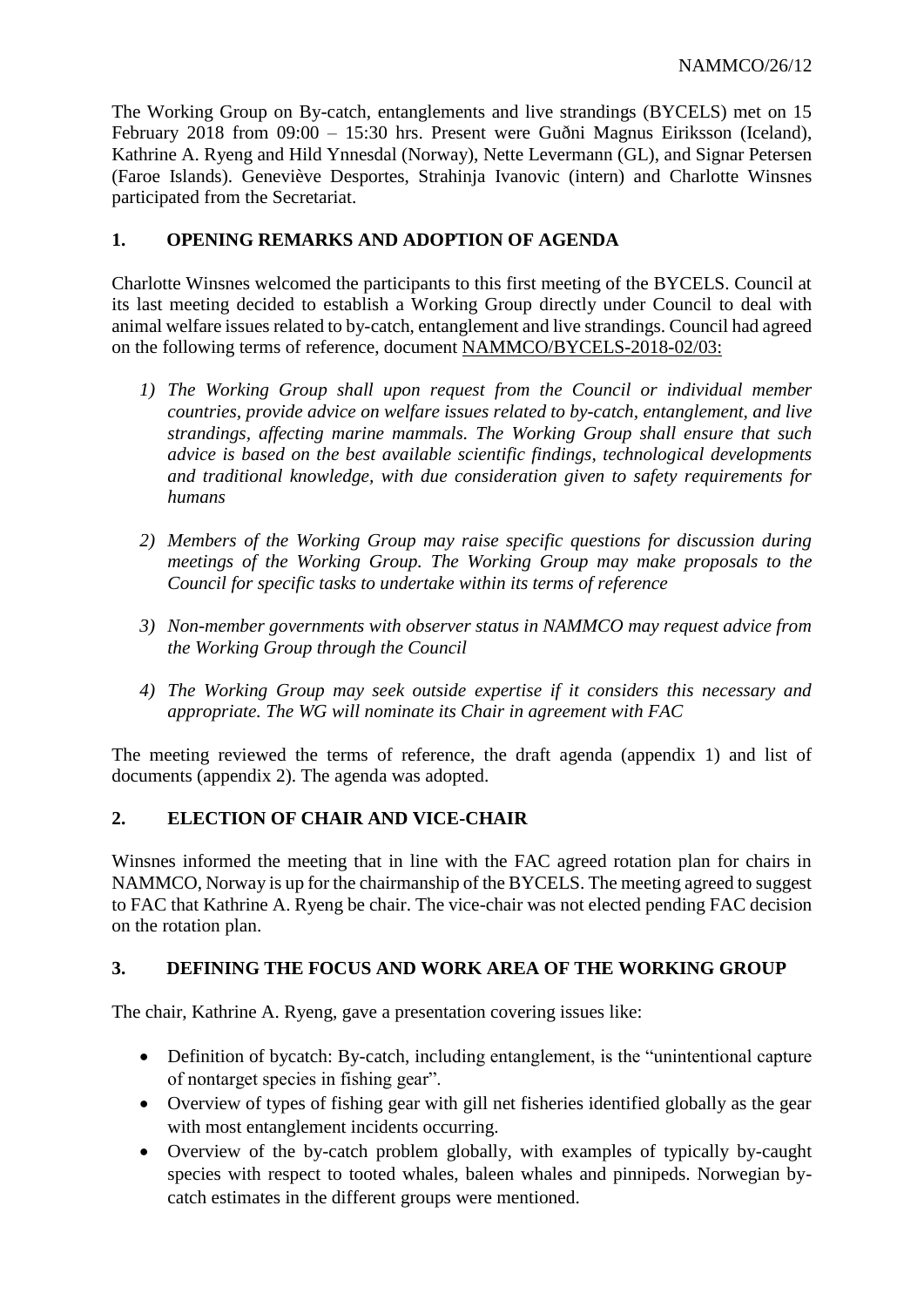The Working Group on By-catch, entanglements and live strandings (BYCELS) met on 15 February 2018 from 09:00 – 15:30 hrs. Present were Guðni Magnus Eiriksson (Iceland), Kathrine A. Ryeng and Hild Ynnesdal (Norway), Nette Levermann (GL), and Signar Petersen (Faroe Islands). Geneviève Desportes, Strahinja Ivanovic (intern) and Charlotte Winsnes participated from the Secretariat.

## 1. OPENING REMARKS AND ADOPTION OF AGENDA

Charlotte Winsnes welcomed the participants to this first meeting of the BYCELS. Council at its last meeting decided to establish a Working Group directly under Council to deal with animal welfare issues related to by-catch, entanglement and live strandings. Council had agreed on the following terms of reference, document NAMMCO/BYCELS-2018-02/03:

1) *The Working Group shall upon request from the Council or individual member countries, provide advice on welfare issues related to by-catch, entanglement, and live strandings, affecting marine mammals. The Working Group shall ensure that such advice is based on the best available scientific findings, technological developments and traditional knowledge, with due consideration given to safety requirements for humans*

2) *Members of the Working Group may raise specific questions for discussion during meetings of the Working Group. The Working Group may make proposals to the Council for specific tasks to undertake within its terms of reference*

3) *Non-member governments with observer status in NAMMCO may request advice from the Working Group through the Council*

4) *The Working Group may seek outside expertise if it considers this necessary and appropriate. The WG will nominate its Chair in agreement with FAC*

The meeting reviewed the terms of reference, the draft agenda (appendix 1) and list of documents (appendix 2). The agenda was adopted.

## 2. ELECTION OF CHAIR AND VICE-CHAIR

Winsnes informed the meeting that in line with the FAC agreed rotation plan for chairs in NAMMCO, Norway is up for the chairmanship of the BYCELS. The meeting agreed to suggest to FAC that Kathrine A. Ryeng be chair. The vice-chair was not elected pending FAC decision on the rotation plan.

## 3. DEFINING THE FOCUS AND WORK AREA OF THE WORKING GROUP

The chair, Kathrine A. Ryeng, gave a presentation covering issues like:

- Definition of bycatch: By-catch, including entanglement, is the "unintentional capture of nontarget species in fishing gear".
- Overview of types of fishing gear with gill net fisheries identified globally as the gear with most entanglement incidents occurring.
- Overview of the by-catch problem globally, with examples of typically by-caught species with respect to tooted whales, baleen whales and pinnipeds. Norwegian by-catch estimates in the different groups were mentioned.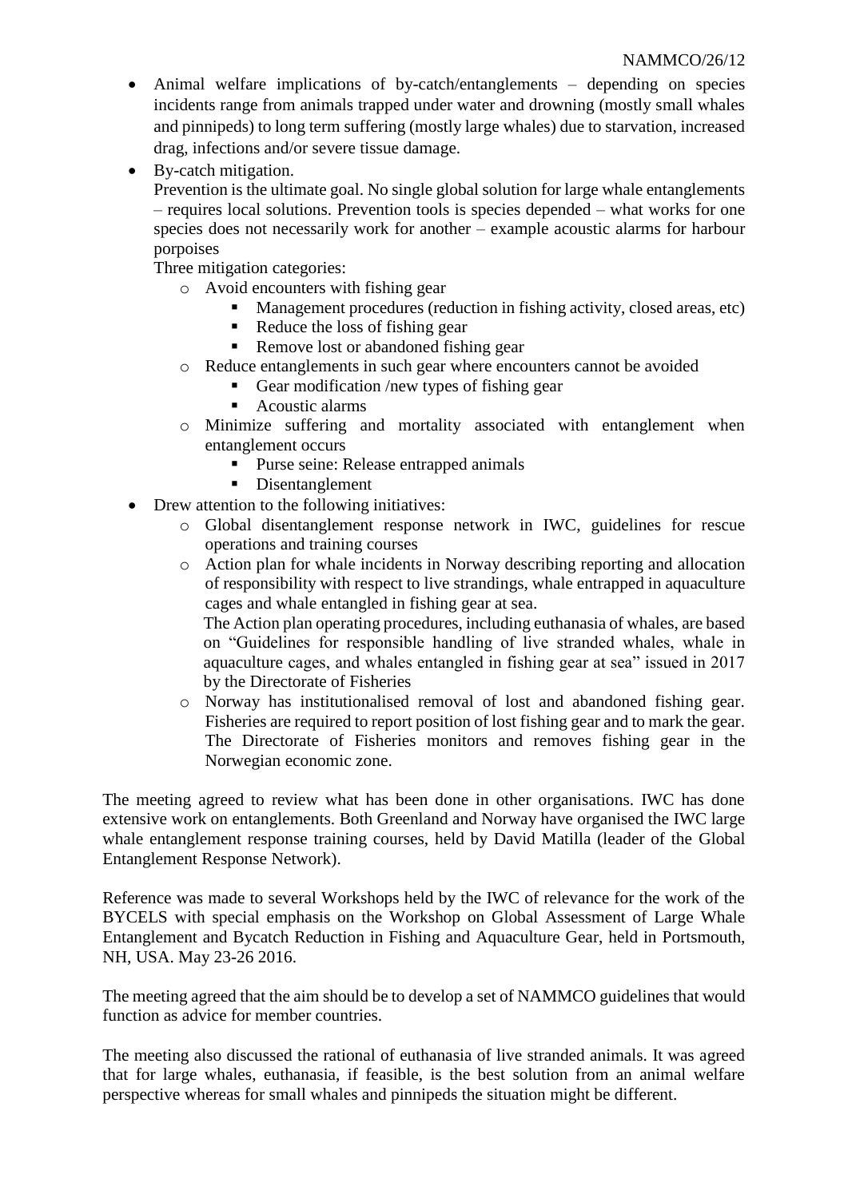- Animal welfare implications of by-catch/entanglements – depending on species incidents range from animals trapped under water and drowning (mostly small whales and pinnipeds) to long term suffering (mostly large whales) due to starvation, increased drag, infections and/or severe tissue damage.
- By-catch mitigation.
  Prevention is the ultimate goal. No single global solution for large whale entanglements – requires local solutions. Prevention tools is species depended – what works for one species does not necessarily work for another – example acoustic alarms for harbour porpoises
  Three mitigation categories:
  - Avoid encounters with fishing gear
    - Management procedures (reduction in fishing activity, closed areas, etc)
    - Reduce the loss of fishing gear
    - Remove lost or abandoned fishing gear
  - Reduce entanglements in such gear where encounters cannot be avoided
    - Gear modification /new types of fishing gear
    - Acoustic alarms
  - Minimize suffering and mortality associated with entanglement when entanglement occurs
    - Purse seine: Release entrapped animals
    - Disentanglement
- Drew attention to the following initiatives:
  - Global disentanglement response network in IWC, guidelines for rescue operations and training courses
  - Action plan for whale incidents in Norway describing reporting and allocation of responsibility with respect to live strandings, whale entrapped in aquaculture cages and whale entangled in fishing gear at sea.
    The Action plan operating procedures, including euthanasia of whales, are based on "Guidelines for responsible handling of live stranded whales, whale in aquaculture cages, and whales entangled in fishing gear at sea" issued in 2017 by the Directorate of Fisheries
  - Norway has institutionalised removal of lost and abandoned fishing gear. Fisheries are required to report position of lost fishing gear and to mark the gear. The Directorate of Fisheries monitors and removes fishing gear in the Norwegian economic zone.

The meeting agreed to review what has been done in other organisations. IWC has done extensive work on entanglements. Both Greenland and Norway have organised the IWC large whale entanglement response training courses, held by David Matilla (leader of the Global Entanglement Response Network).

Reference was made to several Workshops held by the IWC of relevance for the work of the BYCELS with special emphasis on the Workshop on Global Assessment of Large Whale Entanglement and Bycatch Reduction in Fishing and Aquaculture Gear, held in Portsmouth, NH, USA. May 23-26 2016.

The meeting agreed that the aim should be to develop a set of NAMMCO guidelines that would function as advice for member countries.

The meeting also discussed the rational of euthanasia of live stranded animals. It was agreed that for large whales, euthanasia, if feasible, is the best solution from an animal welfare perspective whereas for small whales and pinnipeds the situation might be different.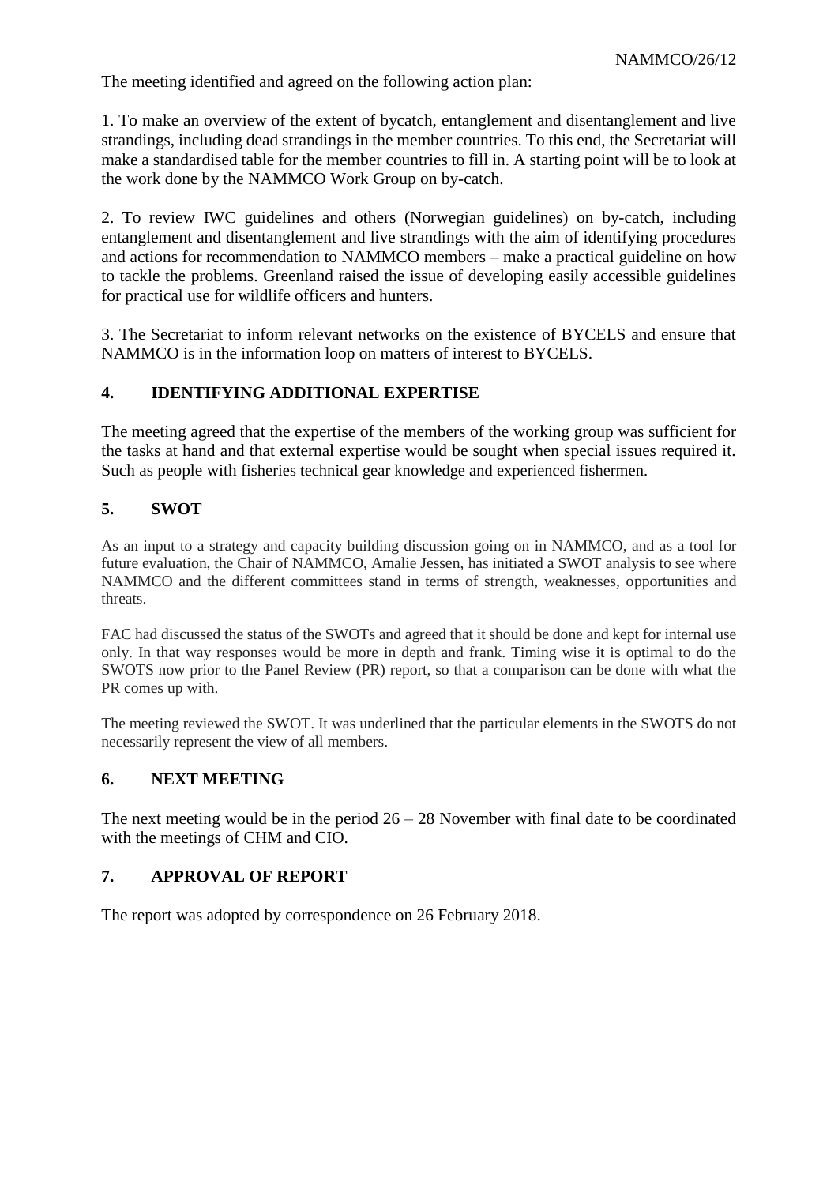The meeting identified and agreed on the following action plan:

1. To make an overview of the extent of bycatch, entanglement and disentanglement and live strandings, including dead strandings in the member countries. To this end, the Secretariat will make a standardised table for the member countries to fill in. A starting point will be to look at the work done by the NAMMCO Work Group on by-catch.

2. To review IWC guidelines and others (Norwegian guidelines) on by-catch, including entanglement and disentanglement and live strandings with the aim of identifying procedures and actions for recommendation to NAMMCO members – make a practical guideline on how to tackle the problems. Greenland raised the issue of developing easily accessible guidelines for practical use for wildlife officers and hunters.

3. The Secretariat to inform relevant networks on the existence of BYCELS and ensure that NAMMCO is in the information loop on matters of interest to BYCELS.

## 4. IDENTIFYING ADDITIONAL EXPERTISE

The meeting agreed that the expertise of the members of the working group was sufficient for the tasks at hand and that external expertise would be sought when special issues required it. Such as people with fisheries technical gear knowledge and experienced fishermen.

## 5. SWOT

As an input to a strategy and capacity building discussion going on in NAMMCO, and as a tool for future evaluation, the Chair of NAMMCO, Amalie Jessen, has initiated a SWOT analysis to see where NAMMCO and the different committees stand in terms of strength, weaknesses, opportunities and threats.

FAC had discussed the status of the SWOTs and agreed that it should be done and kept for internal use only. In that way responses would be more in depth and frank. Timing wise it is optimal to do the SWOTS now prior to the Panel Review (PR) report, so that a comparison can be done with what the PR comes up with.

The meeting reviewed the SWOT. It was underlined that the particular elements in the SWOTS do not necessarily represent the view of all members.

## 6. NEXT MEETING

The next meeting would be in the period 26 – 28 November with final date to be coordinated with the meetings of CHM and CIO.

## 7. APPROVAL OF REPORT

The report was adopted by correspondence on 26 February 2018.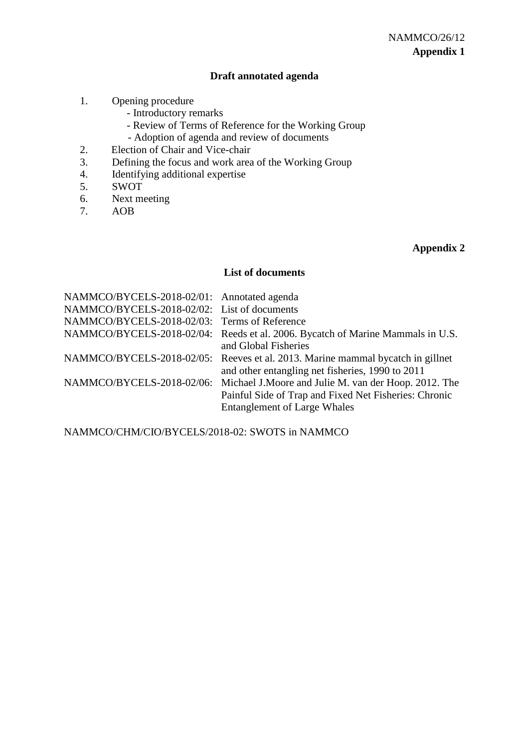NAMMCO/26/12

**Appendix 1**

**Draft annotated agenda**

1. Opening procedure
   - Introductory remarks
   - Review of Terms of Reference for the Working Group
   - Adoption of agenda and review of documents
2. Election of Chair and Vice-chair
3. Defining the focus and work area of the Working Group
4. Identifying additional expertise
5. SWOT
6. Next meeting
7. AOB

**Appendix 2**

**List of documents**

| | |
|---|---|
| NAMMCO/BYCELS-2018-02/01: | Annotated agenda |
| NAMMCO/BYCELS-2018-02/02: | List of documents |
| NAMMCO/BYCELS-2018-02/03: | Terms of Reference |
| NAMMCO/BYCELS-2018-02/04: | Reeds et al. 2006. Bycatch of Marine Mammals in U.S. and Global Fisheries |
| NAMMCO/BYCELS-2018-02/05: | Reeves et al. 2013. Marine mammal bycatch in gillnet and other entangling net fisheries, 1990 to 2011 |
| NAMMCO/BYCELS-2018-02/06: | Michael J.Moore and Julie M. van der Hoop. 2012. The Painful Side of Trap and Fixed Net Fisheries: Chronic Entanglement of Large Whales |

NAMMCO/CHM/CIO/BYCELS/2018-02: SWOTS in NAMMCO